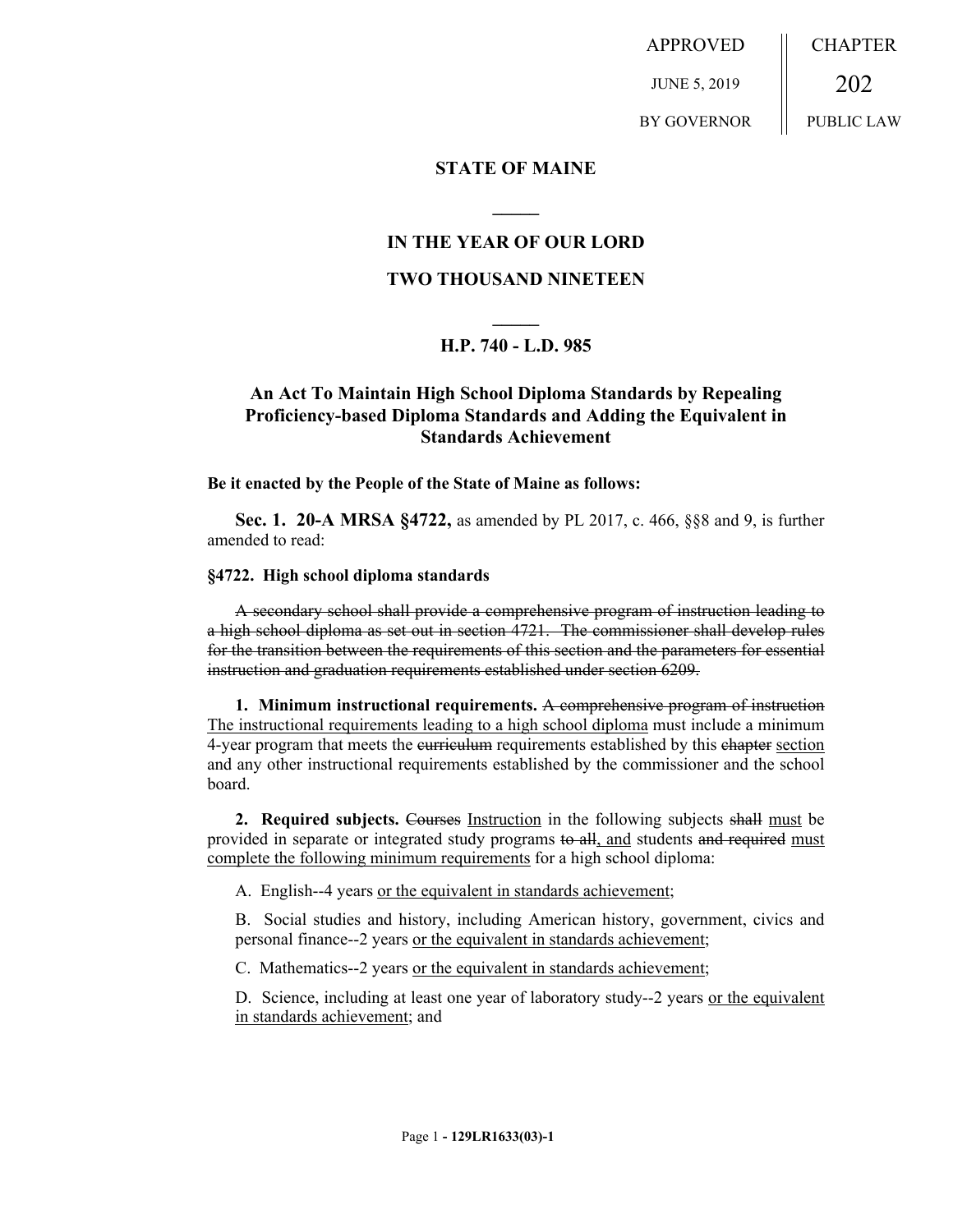APPROVED
JUNE 5, 2019
BY GOVERNOR

CHAPTER
202
PUBLIC LAW

## STATE OF MAINE

## IN THE YEAR OF OUR LORD

## TWO THOUSAND NINETEEN

## H.P. 740 - L.D. 985

## An Act To Maintain High School Diploma Standards by Repealing Proficiency-based Diploma Standards and Adding the Equivalent in Standards Achievement

**Be it enacted by the People of the State of Maine as follows:**

**Sec. 1. 20-A MRSA §4722,** as amended by PL 2017, c. 466, §§8 and 9, is further amended to read:

**§4722. High school diploma standards**

~~A secondary school shall provide a comprehensive program of instruction leading to a high school diploma as set out in section 4721. The commissioner shall develop rules for the transition between the requirements of this section and the parameters for essential instruction and graduation requirements established under section 6209.~~

**1. Minimum instructional requirements.** ~~A comprehensive program of instruction~~ <u>The instructional requirements leading to a high school diploma</u> must include a minimum 4-year program that meets the ~~curriculum~~ requirements established by this ~~chapter~~ <u>section</u> and any other instructional requirements established by the commissioner and the school board.

**2. Required subjects.** ~~Courses~~ <u>Instruction</u> in the following subjects ~~shall~~ <u>must</u> be provided in separate or integrated study programs ~~to all~~<u>, and</u> students ~~and required~~ <u>must complete the following minimum requirements</u> for a high school diploma:

A. English--4 years <u>or the equivalent in standards achievement</u>;

B. Social studies and history, including American history, government, civics and personal finance--2 years <u>or the equivalent in standards achievement</u>;

C. Mathematics--2 years <u>or the equivalent in standards achievement</u>;

D. Science, including at least one year of laboratory study--2 years <u>or the equivalent in standards achievement</u>; and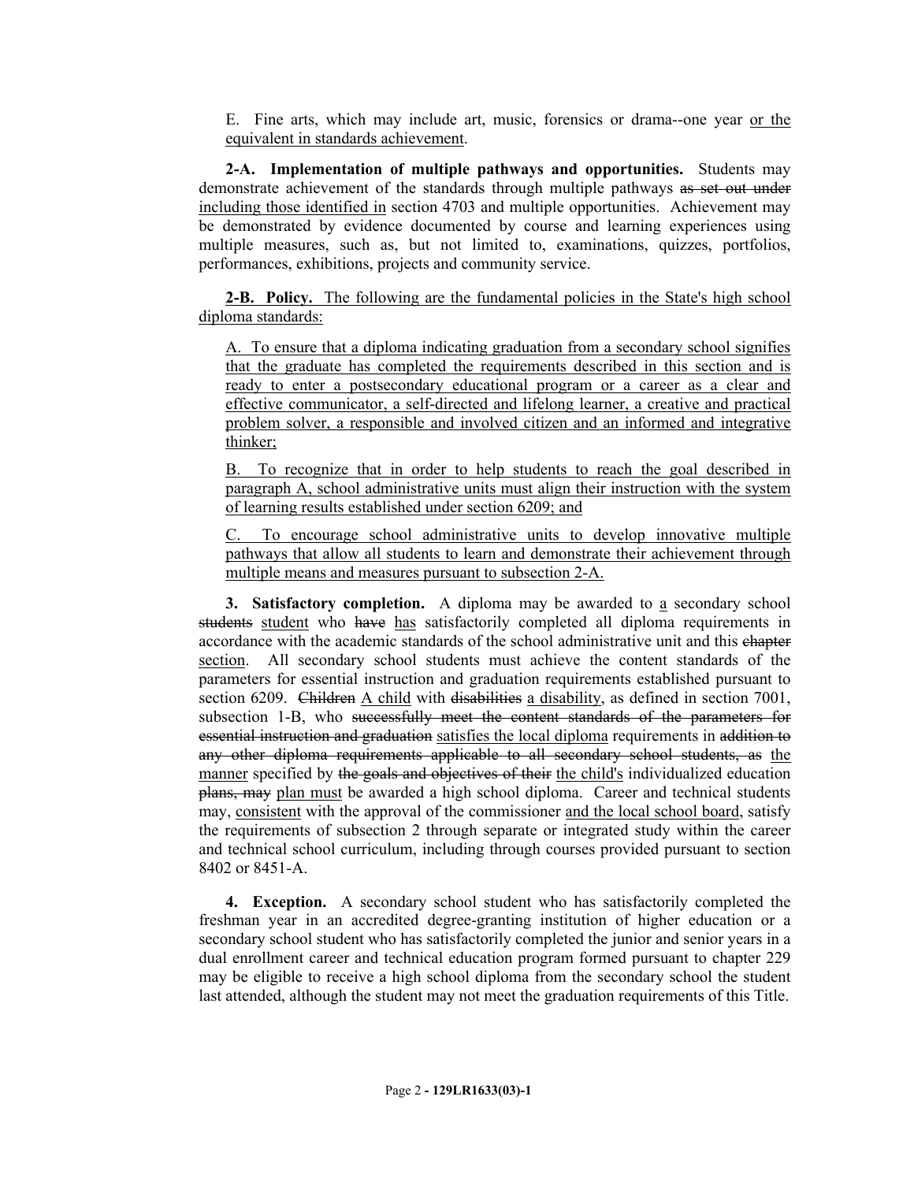E. Fine arts, which may include art, music, forensics or drama--one year <u>or the equivalent in standards achievement</u>.

**2-A. Implementation of multiple pathways and opportunities.** Students may demonstrate achievement of the standards through multiple pathways ~~as set out under~~ <u>including those identified in</u> section 4703 and multiple opportunities. Achievement may be demonstrated by evidence documented by course and learning experiences using multiple measures, such as, but not limited to, examinations, quizzes, portfolios, performances, exhibitions, projects and community service.

<u>**2-B. Policy.** The following are the fundamental policies in the State's high school diploma standards:</u>

<u>A. To ensure that a diploma indicating graduation from a secondary school signifies that the graduate has completed the requirements described in this section and is ready to enter a postsecondary educational program or a career as a clear and effective communicator, a self-directed and lifelong learner, a creative and practical problem solver, a responsible and involved citizen and an informed and integrative thinker;</u>

<u>B. To recognize that in order to help students to reach the goal described in paragraph A, school administrative units must align their instruction with the system of learning results established under section 6209; and</u>

<u>C. To encourage school administrative units to develop innovative multiple pathways that allow all students to learn and demonstrate their achievement through multiple means and measures pursuant to subsection 2-A.</u>

**3. Satisfactory completion.** A diploma may be awarded to <u>a</u> secondary school ~~students~~ <u>student</u> who ~~have~~ <u>has</u> satisfactorily completed all diploma requirements in accordance with the academic standards of the school administrative unit and this ~~chapter~~ <u>section</u>. All secondary school students must achieve the content standards of the parameters for essential instruction and graduation requirements established pursuant to section 6209. ~~Children~~ <u>A child</u> with ~~disabilities~~ <u>a disability</u>, as defined in section 7001, subsection 1-B, who ~~successfully meet the content standards of the parameters for essential instruction and graduation~~ <u>satisfies the local diploma</u> requirements in ~~addition to any other diploma requirements applicable to all secondary school students, as~~ <u>the manner</u> specified by ~~the goals and objectives of their~~ <u>the child's</u> individualized education ~~plans, may~~ <u>plan must</u> be awarded a high school diploma. Career and technical students may, <u>consistent</u> with the approval of the commissioner <u>and the local school board</u>, satisfy the requirements of subsection 2 through separate or integrated study within the career and technical school curriculum, including through courses provided pursuant to section 8402 or 8451-A.

**4. Exception.** A secondary school student who has satisfactorily completed the freshman year in an accredited degree-granting institution of higher education or a secondary school student who has satisfactorily completed the junior and senior years in a dual enrollment career and technical education program formed pursuant to chapter 229 may be eligible to receive a high school diploma from the secondary school the student last attended, although the student may not meet the graduation requirements of this Title.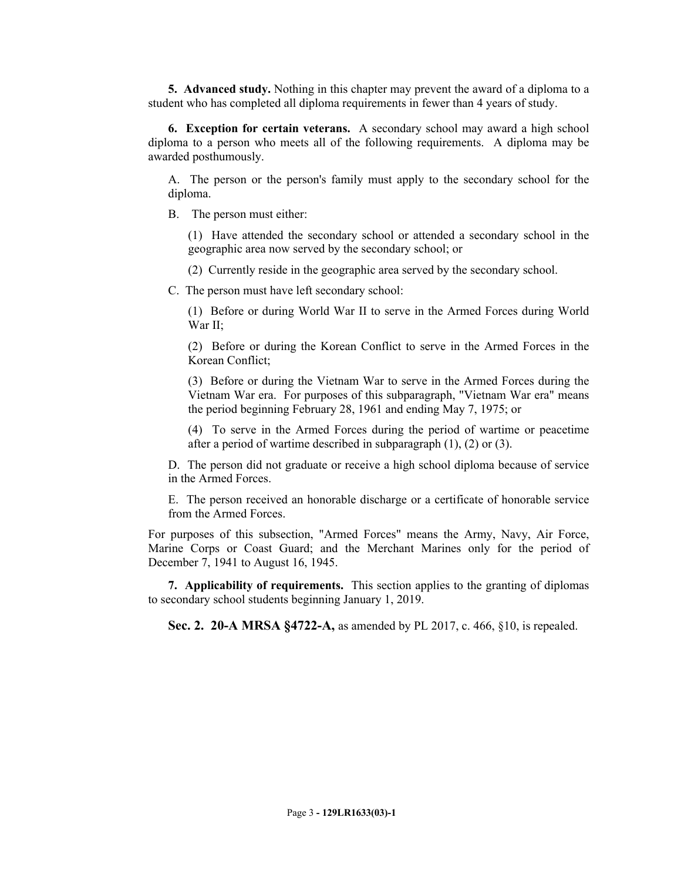**5. Advanced study.** Nothing in this chapter may prevent the award of a diploma to a student who has completed all diploma requirements in fewer than 4 years of study.

**6. Exception for certain veterans.** A secondary school may award a high school diploma to a person who meets all of the following requirements. A diploma may be awarded posthumously.

A. The person or the person's family must apply to the secondary school for the diploma.

B. The person must either:

(1) Have attended the secondary school or attended a secondary school in the geographic area now served by the secondary school; or

(2) Currently reside in the geographic area served by the secondary school.

C. The person must have left secondary school:

(1) Before or during World War II to serve in the Armed Forces during World War II;

(2) Before or during the Korean Conflict to serve in the Armed Forces in the Korean Conflict;

(3) Before or during the Vietnam War to serve in the Armed Forces during the Vietnam War era. For purposes of this subparagraph, "Vietnam War era" means the period beginning February 28, 1961 and ending May 7, 1975; or

(4) To serve in the Armed Forces during the period of wartime or peacetime after a period of wartime described in subparagraph (1), (2) or (3).

D. The person did not graduate or receive a high school diploma because of service in the Armed Forces.

E. The person received an honorable discharge or a certificate of honorable service from the Armed Forces.

For purposes of this subsection, "Armed Forces" means the Army, Navy, Air Force, Marine Corps or Coast Guard; and the Merchant Marines only for the period of December 7, 1941 to August 16, 1945.

**7. Applicability of requirements.** This section applies to the granting of diplomas to secondary school students beginning January 1, 2019.

**Sec. 2. 20-A MRSA §4722-A,** as amended by PL 2017, c. 466, §10, is repealed.